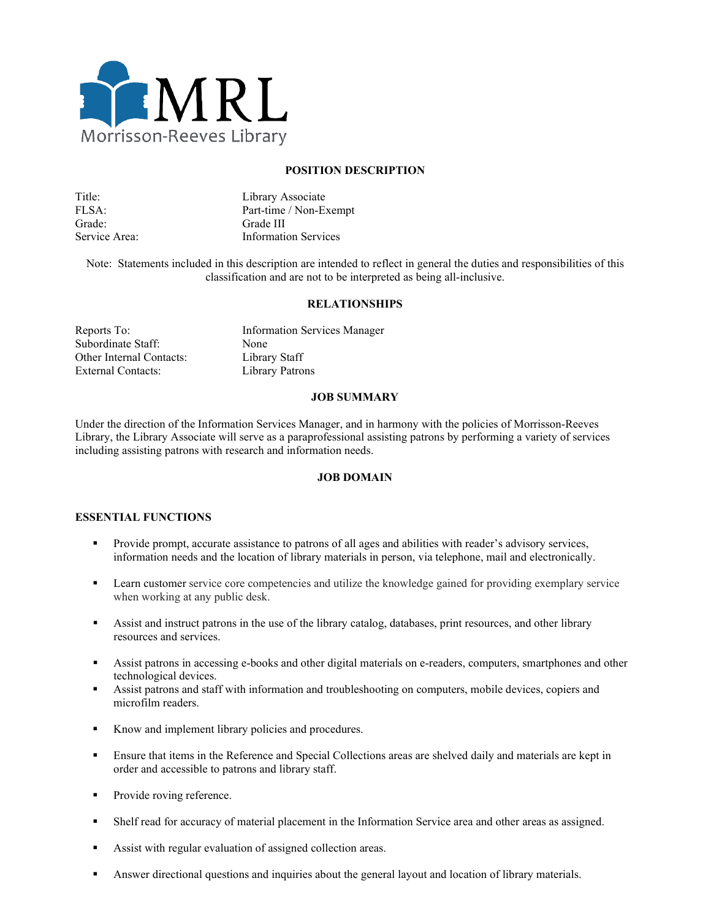MRL

Morrisson-Reeves Library

## POSITION DESCRIPTION

| | |
|---|---|
| Title: | Library Associate |
| FLSA: | Part-time / Non-Exempt |
| Grade: | Grade III |
| Service Area: | Information Services |

Note: Statements included in this description are intended to reflect in general the duties and responsibilities of this classification and are not to be interpreted as being all-inclusive.

## RELATIONSHIPS

| | |
|---|---|
| Reports To: | Information Services Manager |
| Subordinate Staff: | None |
| Other Internal Contacts: | Library Staff |
| External Contacts: | Library Patrons |

## JOB SUMMARY

Under the direction of the Information Services Manager, and in harmony with the policies of Morrisson-Reeves Library, the Library Associate will serve as a paraprofessional assisting patrons by performing a variety of services including assisting patrons with research and information needs.

## JOB DOMAIN

### ESSENTIAL FUNCTIONS

- Provide prompt, accurate assistance to patrons of all ages and abilities with reader's advisory services, information needs and the location of library materials in person, via telephone, mail and electronically.
- Learn customer service core competencies and utilize the knowledge gained for providing exemplary service when working at any public desk.
- Assist and instruct patrons in the use of the library catalog, databases, print resources, and other library resources and services.
- Assist patrons in accessing e-books and other digital materials on e-readers, computers, smartphones and other technological devices.
- Assist patrons and staff with information and troubleshooting on computers, mobile devices, copiers and microfilm readers.
- Know and implement library policies and procedures.
- Ensure that items in the Reference and Special Collections areas are shelved daily and materials are kept in order and accessible to patrons and library staff.
- Provide roving reference.
- Shelf read for accuracy of material placement in the Information Service area and other areas as assigned.
- Assist with regular evaluation of assigned collection areas.
- Answer directional questions and inquiries about the general layout and location of library materials.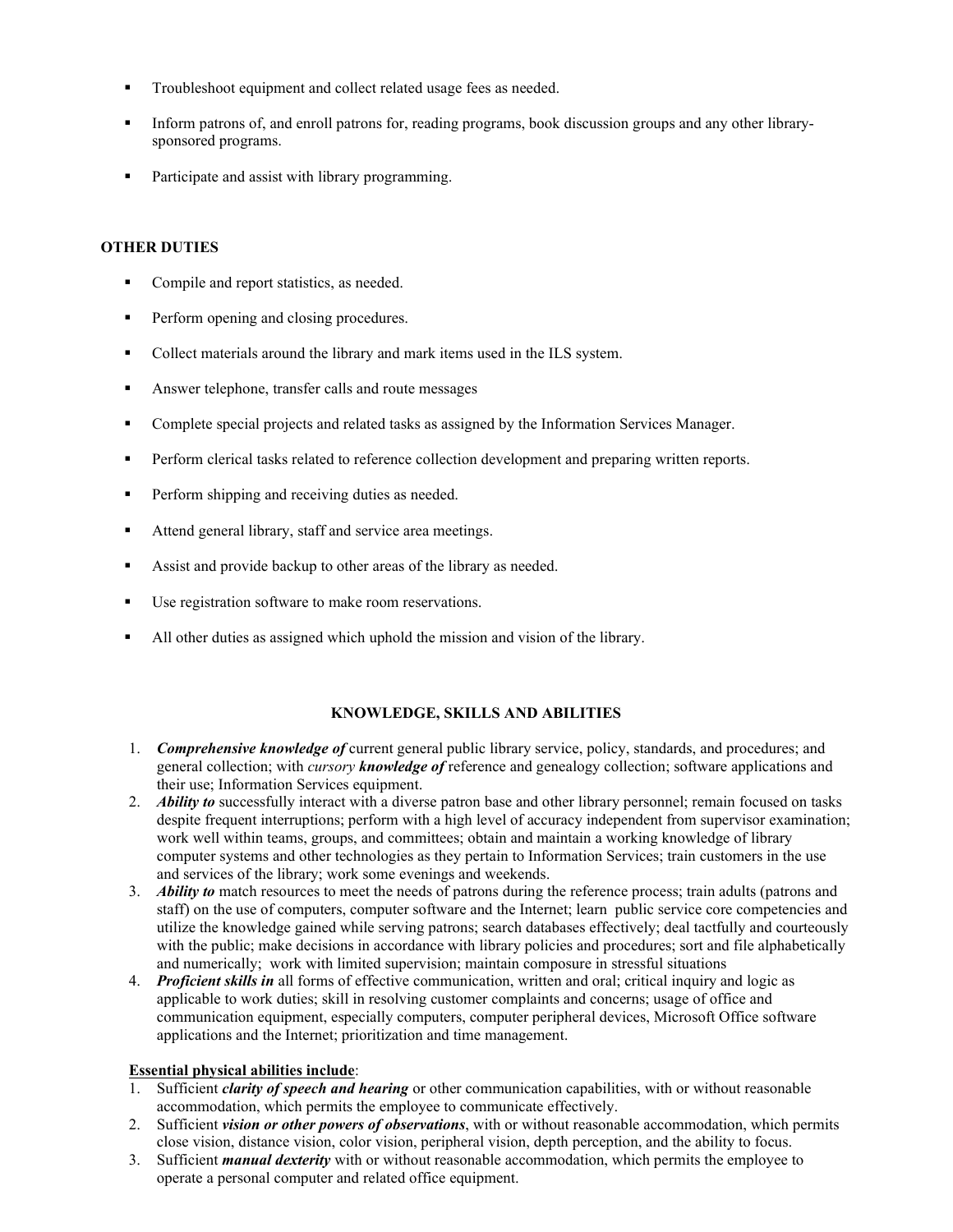- Troubleshoot equipment and collect related usage fees as needed.
- Inform patrons of, and enroll patrons for, reading programs, book discussion groups and any other library-sponsored programs.
- Participate and assist with library programming.

**OTHER DUTIES**

- Compile and report statistics, as needed.
- Perform opening and closing procedures.
- Collect materials around the library and mark items used in the ILS system.
- Answer telephone, transfer calls and route messages
- Complete special projects and related tasks as assigned by the Information Services Manager.
- Perform clerical tasks related to reference collection development and preparing written reports.
- Perform shipping and receiving duties as needed.
- Attend general library, staff and service area meetings.
- Assist and provide backup to other areas of the library as needed.
- Use registration software to make room reservations.
- All other duties as assigned which uphold the mission and vision of the library.

## KNOWLEDGE, SKILLS AND ABILITIES

1. ***Comprehensive knowledge of*** current general public library service, policy, standards, and procedures; and general collection; with *cursory* ***knowledge of*** reference and genealogy collection; software applications and their use; Information Services equipment.
2. ***Ability to*** successfully interact with a diverse patron base and other library personnel; remain focused on tasks despite frequent interruptions; perform with a high level of accuracy independent from supervisor examination; work well within teams, groups, and committees; obtain and maintain a working knowledge of library computer systems and other technologies as they pertain to Information Services; train customers in the use and services of the library; work some evenings and weekends.
3. ***Ability to*** match resources to meet the needs of patrons during the reference process; train adults (patrons and staff) on the use of computers, computer software and the Internet; learn public service core competencies and utilize the knowledge gained while serving patrons; search databases effectively; deal tactfully and courteously with the public; make decisions in accordance with library policies and procedures; sort and file alphabetically and numerically; work with limited supervision; maintain composure in stressful situations
4. ***Proficient skills in*** all forms of effective communication, written and oral; critical inquiry and logic as applicable to work duties; skill in resolving customer complaints and concerns; usage of office and communication equipment, especially computers, computer peripheral devices, Microsoft Office software applications and the Internet; prioritization and time management.

**Essential physical abilities include**:

1. Sufficient ***clarity of speech and hearing*** or other communication capabilities, with or without reasonable accommodation, which permits the employee to communicate effectively.
2. Sufficient ***vision or other powers of observations***, with or without reasonable accommodation, which permits close vision, distance vision, color vision, peripheral vision, depth perception, and the ability to focus.
3. Sufficient ***manual dexterity*** with or without reasonable accommodation, which permits the employee to operate a personal computer and related office equipment.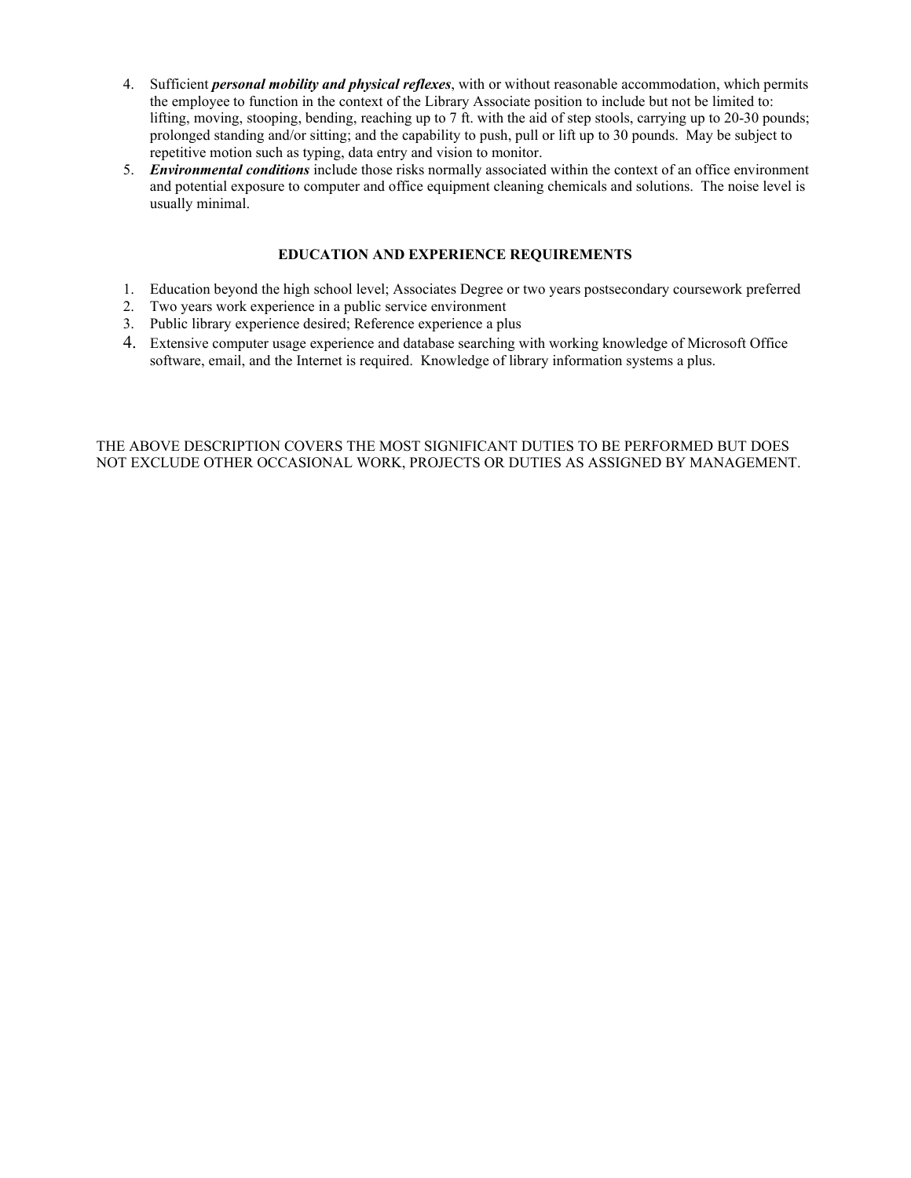4. Sufficient ***personal mobility and physical reflexes***, with or without reasonable accommodation, which permits the employee to function in the context of the Library Associate position to include but not be limited to: lifting, moving, stooping, bending, reaching up to 7 ft. with the aid of step stools, carrying up to 20-30 pounds; prolonged standing and/or sitting; and the capability to push, pull or lift up to 30 pounds. May be subject to repetitive motion such as typing, data entry and vision to monitor.
5. ***Environmental conditions*** include those risks normally associated within the context of an office environment and potential exposure to computer and office equipment cleaning chemicals and solutions. The noise level is usually minimal.

**EDUCATION AND EXPERIENCE REQUIREMENTS**

1. Education beyond the high school level; Associates Degree or two years postsecondary coursework preferred
2. Two years work experience in a public service environment
3. Public library experience desired; Reference experience a plus
4. Extensive computer usage experience and database searching with working knowledge of Microsoft Office software, email, and the Internet is required. Knowledge of library information systems a plus.

THE ABOVE DESCRIPTION COVERS THE MOST SIGNIFICANT DUTIES TO BE PERFORMED BUT DOES NOT EXCLUDE OTHER OCCASIONAL WORK, PROJECTS OR DUTIES AS ASSIGNED BY MANAGEMENT.